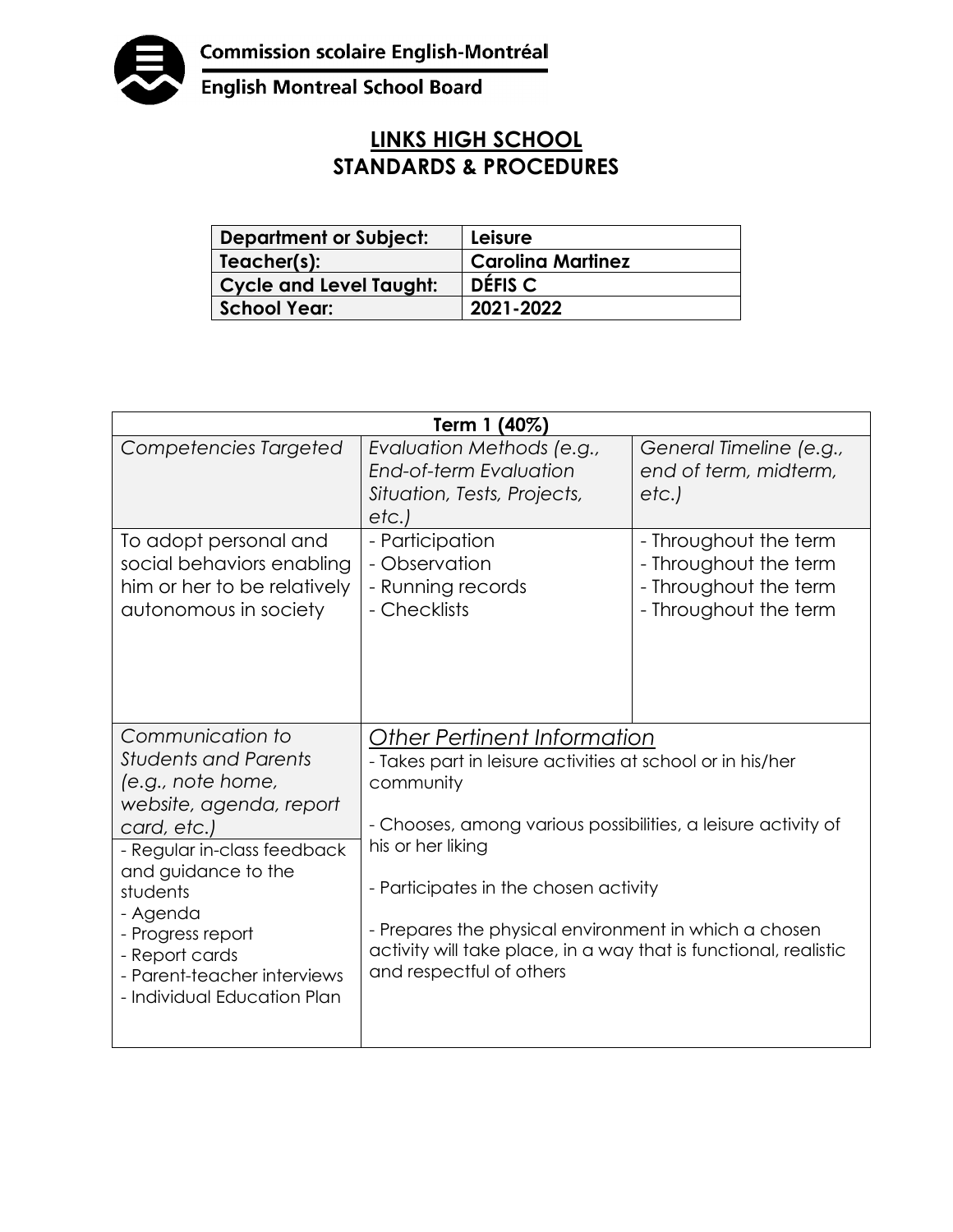Commission scolaire English-Montréal
English Montreal School Board

# LINKS HIGH SCHOOL
# STANDARDS & PROCEDURES

| **Department or Subject:** | **Leisure** |
|---|---|
| **Teacher(s):** | **Carolina Martinez** |
| **Cycle and Level Taught:** | **DÉFIS C** |
| **School Year:** | **2021-2022** |

| **Term 1 (40%)** | | |
|---|---|---|
| *Competencies Targeted* | *Evaluation Methods (e.g., End-of-term Evaluation Situation, Tests, Projects, etc.)* | *General Timeline (e.g., end of term, midterm, etc.)* |
| To adopt personal and social behaviors enabling him or her to be relatively autonomous in society | - Participation<br>- Observation<br>- Running records<br>- Checklists | - Throughout the term<br>- Throughout the term<br>- Throughout the term<br>- Throughout the term |
| *Communication to Students and Parents (e.g., note home, website, agenda, report card, etc.)*<br>- Regular in-class feedback and guidance to the students<br>- Agenda<br>- Progress report<br>- Report cards<br>- Parent-teacher interviews<br>- Individual Education Plan | *<u>Other Pertinent Information</u>*<br>- Takes part in leisure activities at school or in his/her community<br><br>- Chooses, among various possibilities, a leisure activity of his or her liking<br><br>- Participates in the chosen activity<br><br>- Prepares the physical environment in which a chosen activity will take place, in a way that is functional, realistic and respectful of others | |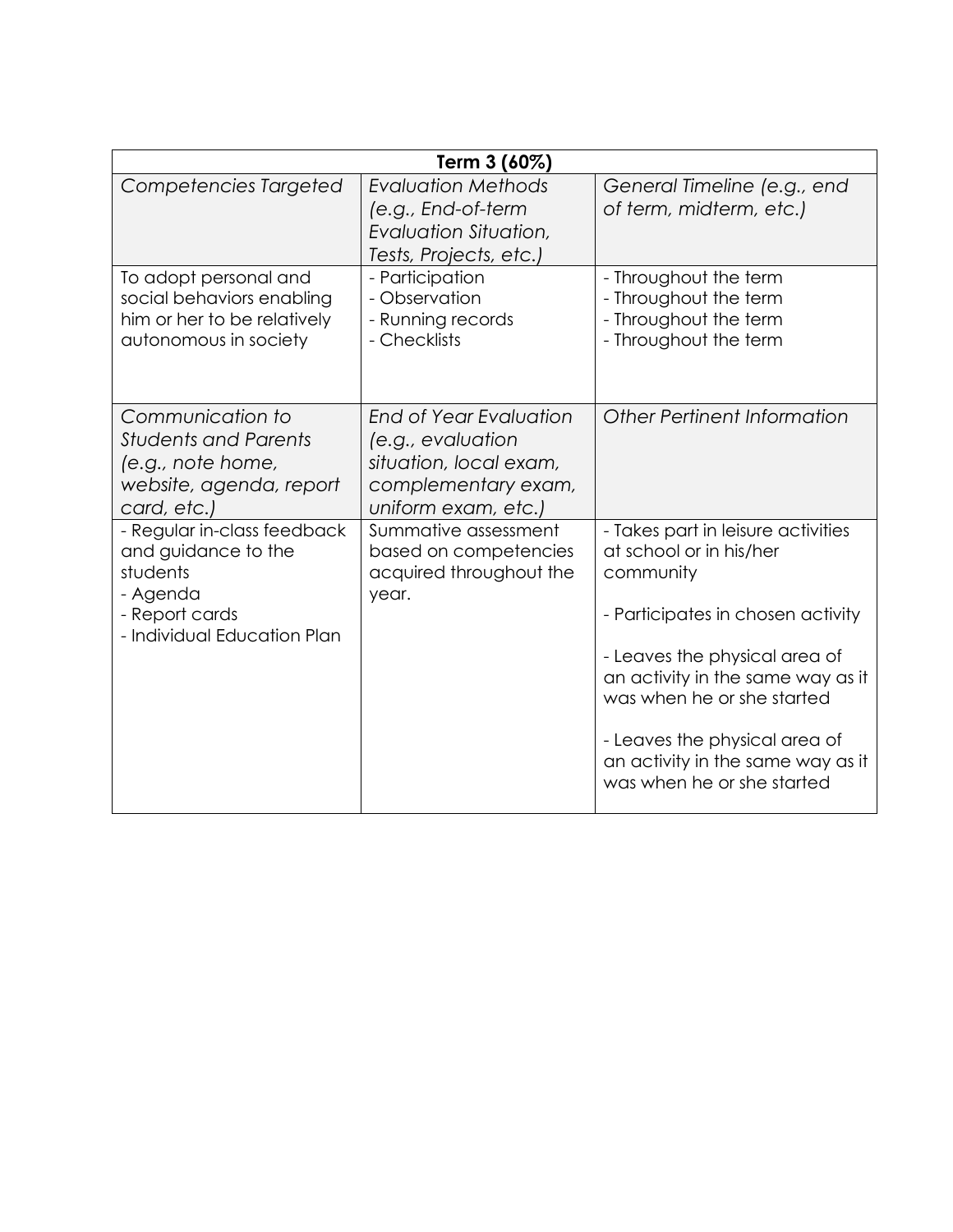| **Term 3 (60%)** | | |
| --- | --- | --- |
| *Competencies Targeted* | *Evaluation Methods (e.g., End-of-term Evaluation Situation, Tests, Projects, etc.)* | *General Timeline (e.g., end of term, midterm, etc.)* |
| To adopt personal and social behaviors enabling him or her to be relatively autonomous in society | - Participation<br>- Observation<br>- Running records<br>- Checklists | - Throughout the term<br>- Throughout the term<br>- Throughout the term<br>- Throughout the term |
| *Communication to Students and Parents (e.g., note home, website, agenda, report card, etc.)* | *End of Year Evaluation (e.g., evaluation situation, local exam, complementary exam, uniform exam, etc.)* | *Other Pertinent Information* |
| - Regular in-class feedback and guidance to the students<br>- Agenda<br>- Report cards<br>- Individual Education Plan | Summative assessment based on competencies acquired throughout the year. | - Takes part in leisure activities at school or in his/her community<br><br>- Participates in chosen activity<br><br>- Leaves the physical area of an activity in the same way as it was when he or she started<br><br>- Leaves the physical area of an activity in the same way as it was when he or she started |